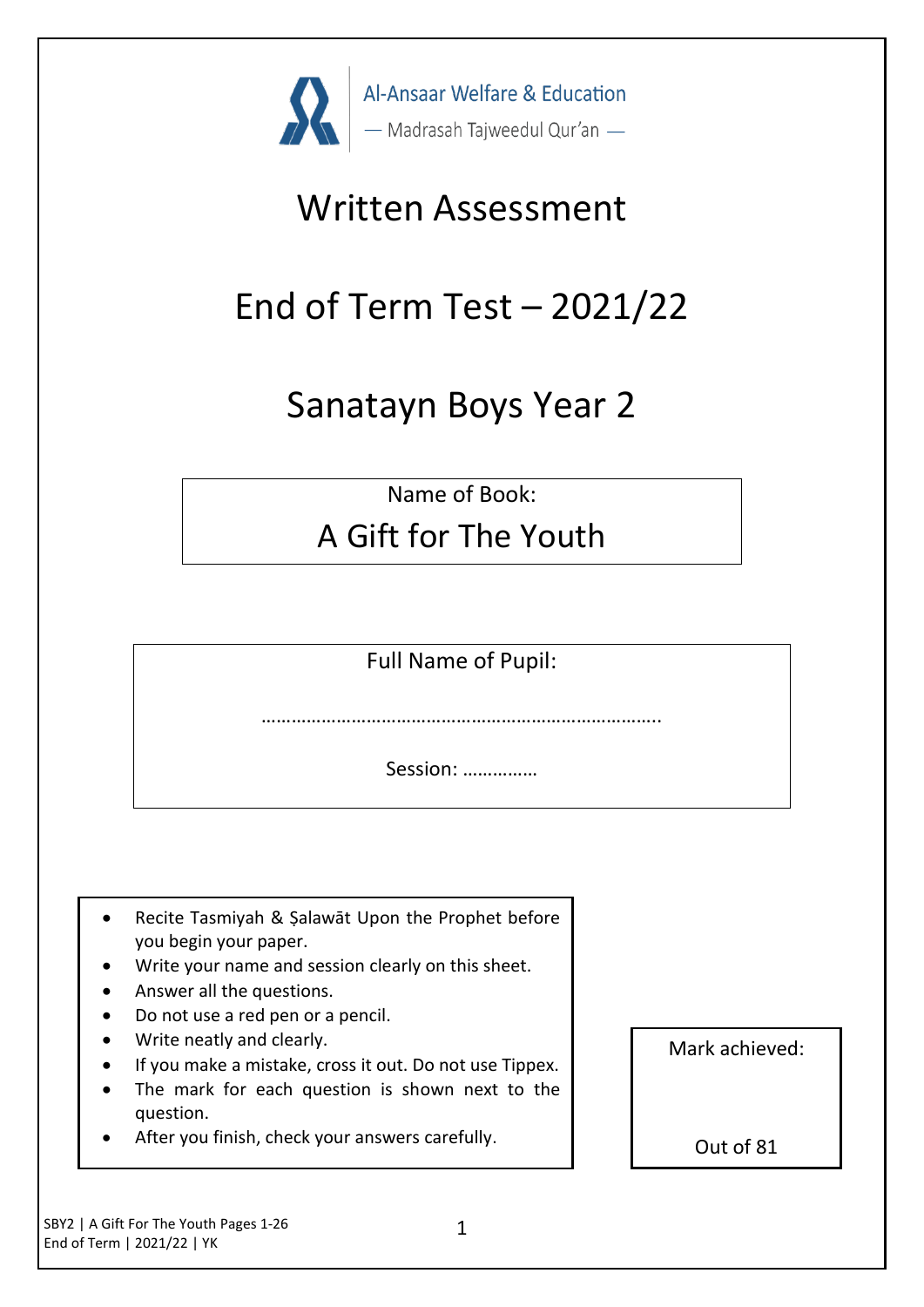Al-Ansaar Welfare & Education

— Madrasah Tajweedul Qur'an —

# Written Assessment

# End of Term Test – 2021/22

# Sanatayn Boys Year 2

Name of Book:

## A Gift for The Youth

Full Name of Pupil:

…………………………………………………………………….

Session: ……………

- Recite Tasmiyah & Ṣalawāt Upon the Prophet before you begin your paper.
- Write your name and session clearly on this sheet.
- Answer all the questions.
- Do not use a red pen or a pencil.
- Write neatly and clearly.
- If you make a mistake, cross it out. Do not use Tippex.
- The mark for each question is shown next to the question.
- After you finish, check your answers carefully.

Mark achieved:

Out of 81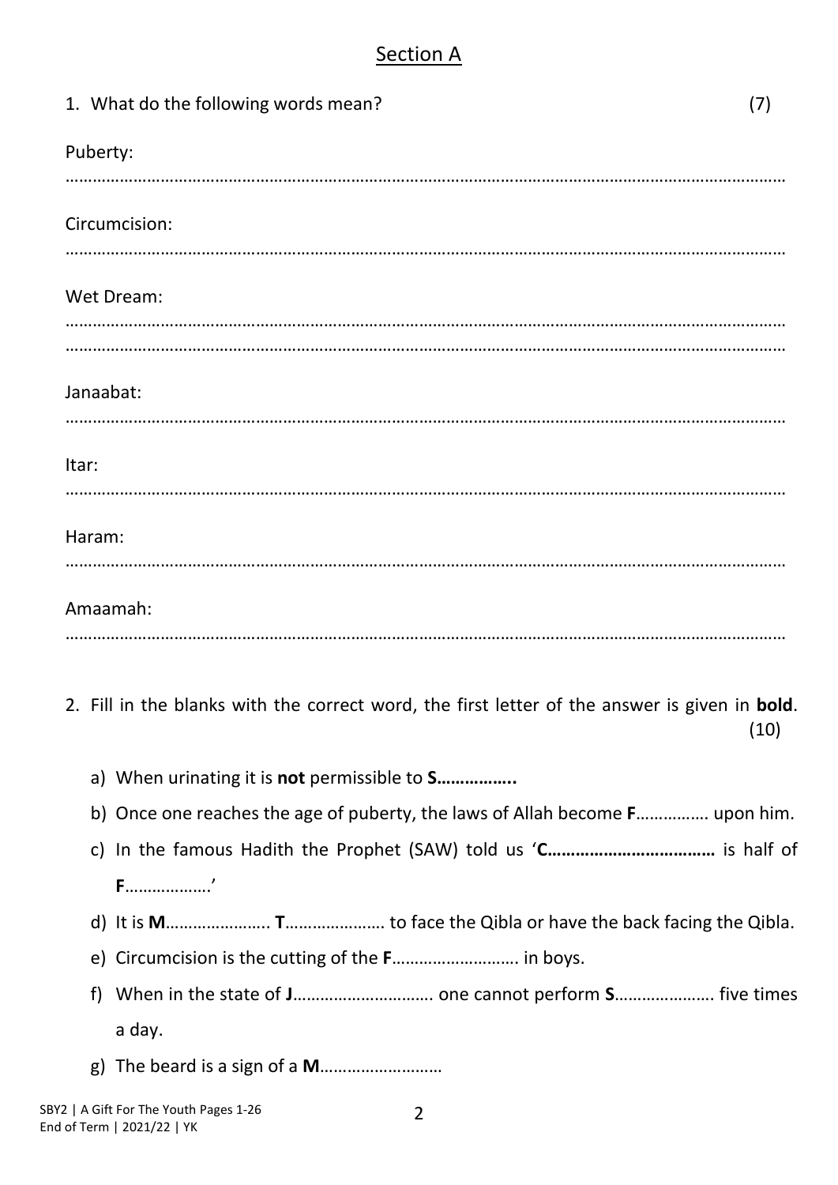## Section A

1. What do the following words mean? (7)

Puberty:

……………………………………………………………………………………………………………………………………………

Circumcision:

……………………………………………………………………………………………………………………………………………

Wet Dream:

……………………………………………………………………………………………………………………………………………

……………………………………………………………………………………………………………………………………………

Janaabat:

……………………………………………………………………………………………………………………………………………

Itar:

……………………………………………………………………………………………………………………………………………

Haram:

……………………………………………………………………………………………………………………………………………

Amaamah:

……………………………………………………………………………………………………………………………………………

2. Fill in the blanks with the correct word, the first letter of the answer is given in **bold**. (10)

   a) When urinating it is **not** permissible to **S……………..**
   
   b) Once one reaches the age of puberty, the laws of Allah become **F**……………. upon him.
   
   c) In the famous Hadith the Prophet (SAW) told us '**C………………………………** is half of **F**………………'
   
   d) It is **M**………………….. **T**…………………. to face the Qibla or have the back facing the Qibla.
   
   e) Circumcision is the cutting of the **F**………………………. in boys.
   
   f) When in the state of **J**…………………………. one cannot perform **S**…………………. five times a day.
   
   g) The beard is a sign of a **M**………………………

SBY2 | A Gift For The Youth Pages 1-26
End of Term | 2021/22 | YK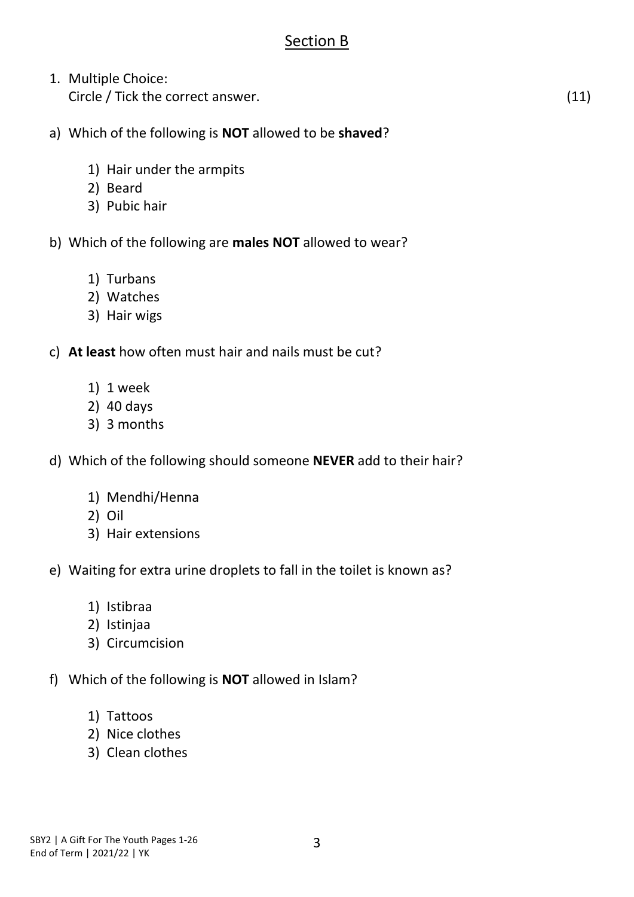## Section B

1. Multiple Choice:
   Circle / Tick the correct answer. (11)

a) Which of the following is **NOT** allowed to be **shaved**?

   1) Hair under the armpits
   2) Beard
   3) Pubic hair

b) Which of the following are **males NOT** allowed to wear?

   1) Turbans
   2) Watches
   3) Hair wigs

c) **At least** how often must hair and nails must be cut?

   1) 1 week
   2) 40 days
   3) 3 months

d) Which of the following should someone **NEVER** add to their hair?

   1) Mendhi/Henna
   2) Oil
   3) Hair extensions

e) Waiting for extra urine droplets to fall in the toilet is known as?

   1) Istibraa
   2) Istinjaa
   3) Circumcision

f) Which of the following is **NOT** allowed in Islam?

   1) Tattoos
   2) Nice clothes
   3) Clean clothes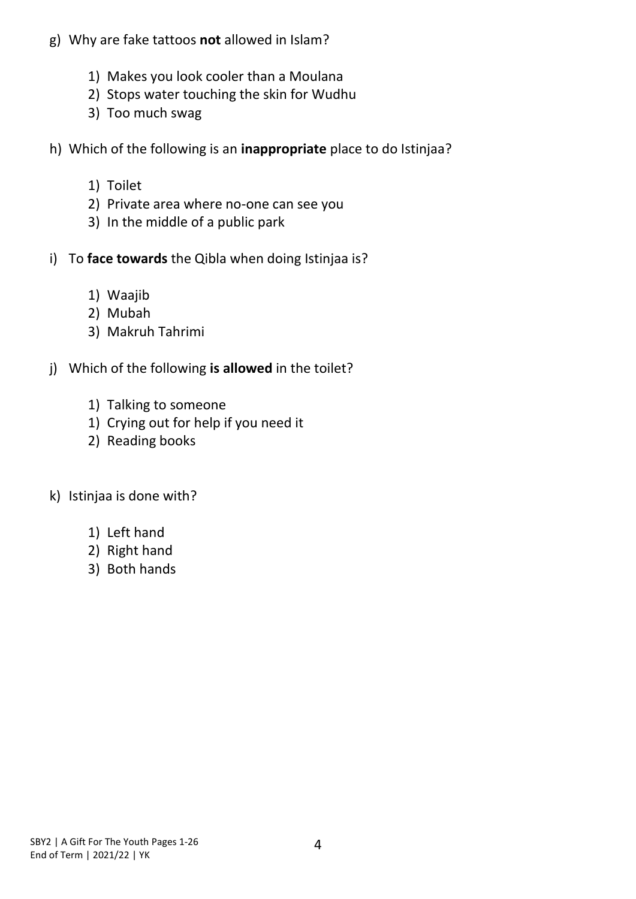g) Why are fake tattoos **not** allowed in Islam?

1) Makes you look cooler than a Moulana
2) Stops water touching the skin for Wudhu
3) Too much swag

h) Which of the following is an **inappropriate** place to do Istinjaa?

1) Toilet
2) Private area where no-one can see you
3) In the middle of a public park

i) To **face towards** the Qibla when doing Istinjaa is?

1) Waajib
2) Mubah
3) Makruh Tahrimi

j) Which of the following **is allowed** in the toilet?

1) Talking to someone
1) Crying out for help if you need it
2) Reading books

k) Istinjaa is done with?

1) Left hand
2) Right hand
3) Both hands

SBY2 | A Gift For The Youth Pages 1-26
End of Term | 2021/22 | YK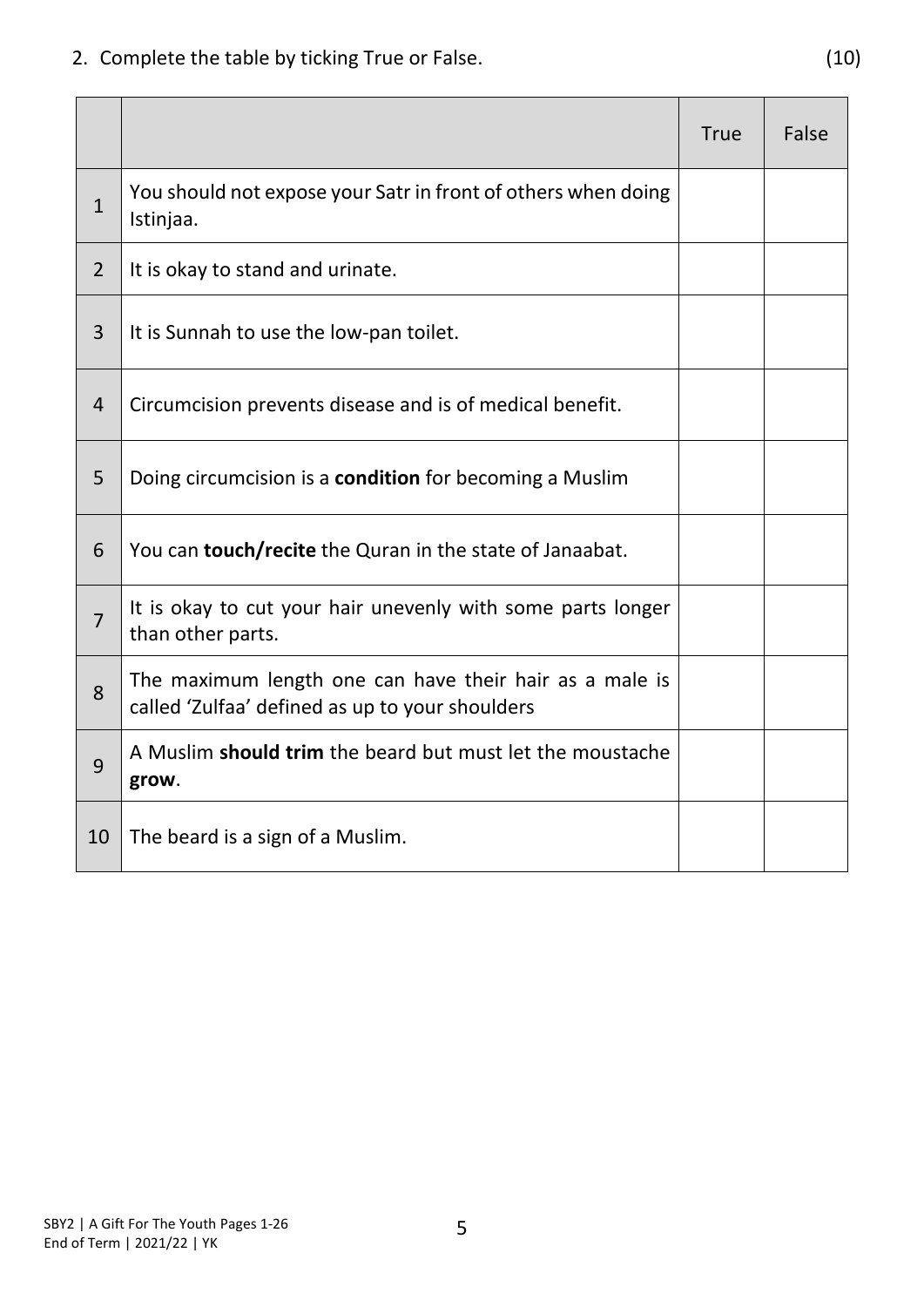2. Complete the table by ticking True or False. (10)

| | | True | False |
|---|---|---|---|
| 1 | You should not expose your Satr in front of others when doing Istinjaa. | | |
| 2 | It is okay to stand and urinate. | | |
| 3 | It is Sunnah to use the low-pan toilet. | | |
| 4 | Circumcision prevents disease and is of medical benefit. | | |
| 5 | Doing circumcision is a **condition** for becoming a Muslim | | |
| 6 | You can **touch/recite** the Quran in the state of Janaabat. | | |
| 7 | It is okay to cut your hair unevenly with some parts longer than other parts. | | |
| 8 | The maximum length one can have their hair as a male is called 'Zulfaa' defined as up to your shoulders | | |
| 9 | A Muslim **should trim** the beard but must let the moustache **grow**. | | |
| 10 | The beard is a sign of a Muslim. | | |

SBY2 | A Gift For The Youth Pages 1-26
End of Term | 2021/22 | YK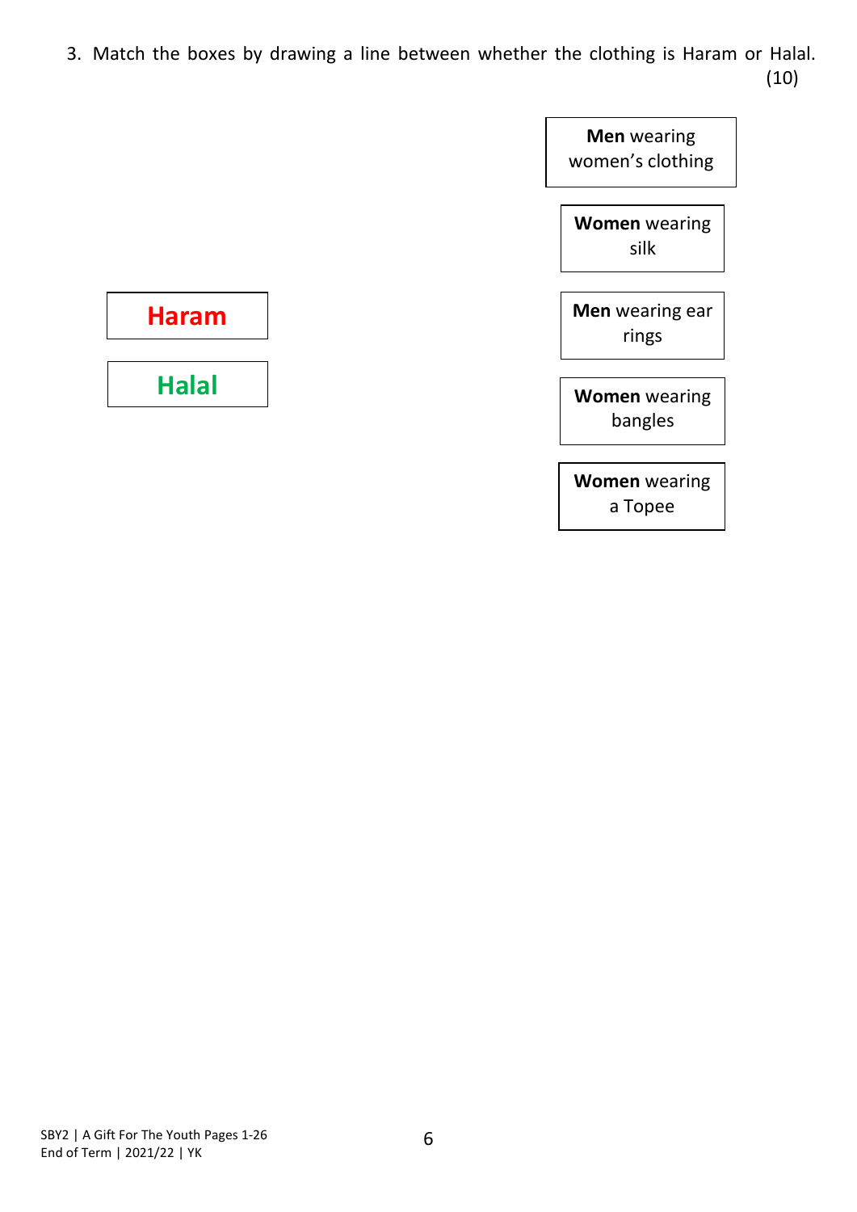3. Match the boxes by drawing a line between whether the clothing is Haram or Halal. (10)

| | | |
|---|---|---|
| | | **Men** wearing women's clothing |
| | | **Women** wearing silk |
| **Haram** | | **Men** wearing ear rings |
| **Halal** | | **Women** wearing bangles |
| | | **Women** wearing a Topee |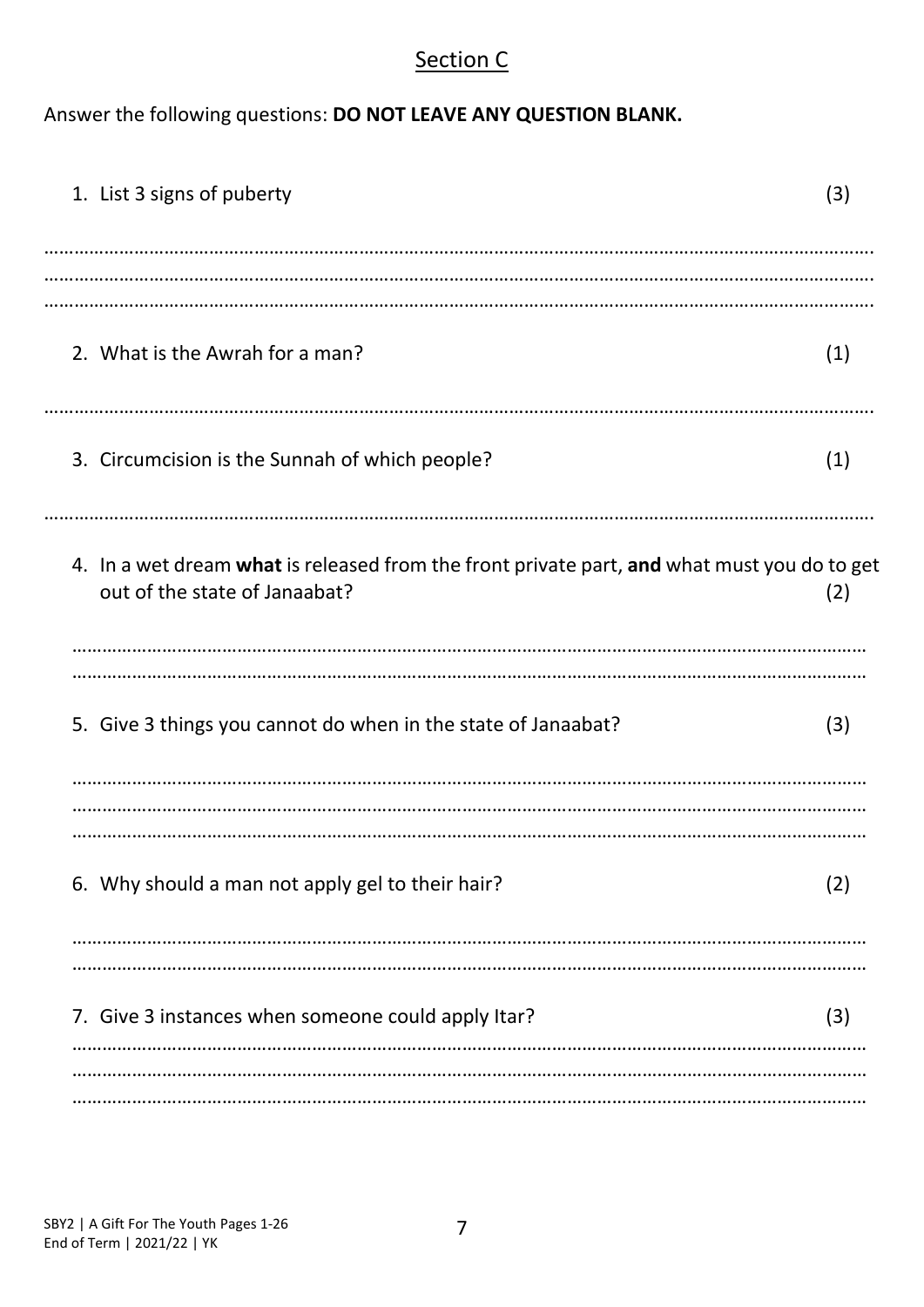## Section C

Answer the following questions: **DO NOT LEAVE ANY QUESTION BLANK.**

1. List 3 signs of puberty (3)

……………………………………………………………………………………………………………………………………
……………………………………………………………………………………………………………………………………
……………………………………………………………………………………………………………………………………

2. What is the Awrah for a man? (1)

……………………………………………………………………………………………………………………………………

3. Circumcision is the Sunnah of which people? (1)

……………………………………………………………………………………………………………………………………

4. In a wet dream **what** is released from the front private part, **and** what must you do to get out of the state of Janaabat? (2)

……………………………………………………………………………………………………………………………………
……………………………………………………………………………………………………………………………………

5. Give 3 things you cannot do when in the state of Janaabat? (3)

……………………………………………………………………………………………………………………………………
……………………………………………………………………………………………………………………………………
……………………………………………………………………………………………………………………………………

6. Why should a man not apply gel to their hair? (2)

……………………………………………………………………………………………………………………………………
……………………………………………………………………………………………………………………………………

7. Give 3 instances when someone could apply Itar? (3)

……………………………………………………………………………………………………………………………………
……………………………………………………………………………………………………………………………………
……………………………………………………………………………………………………………………………………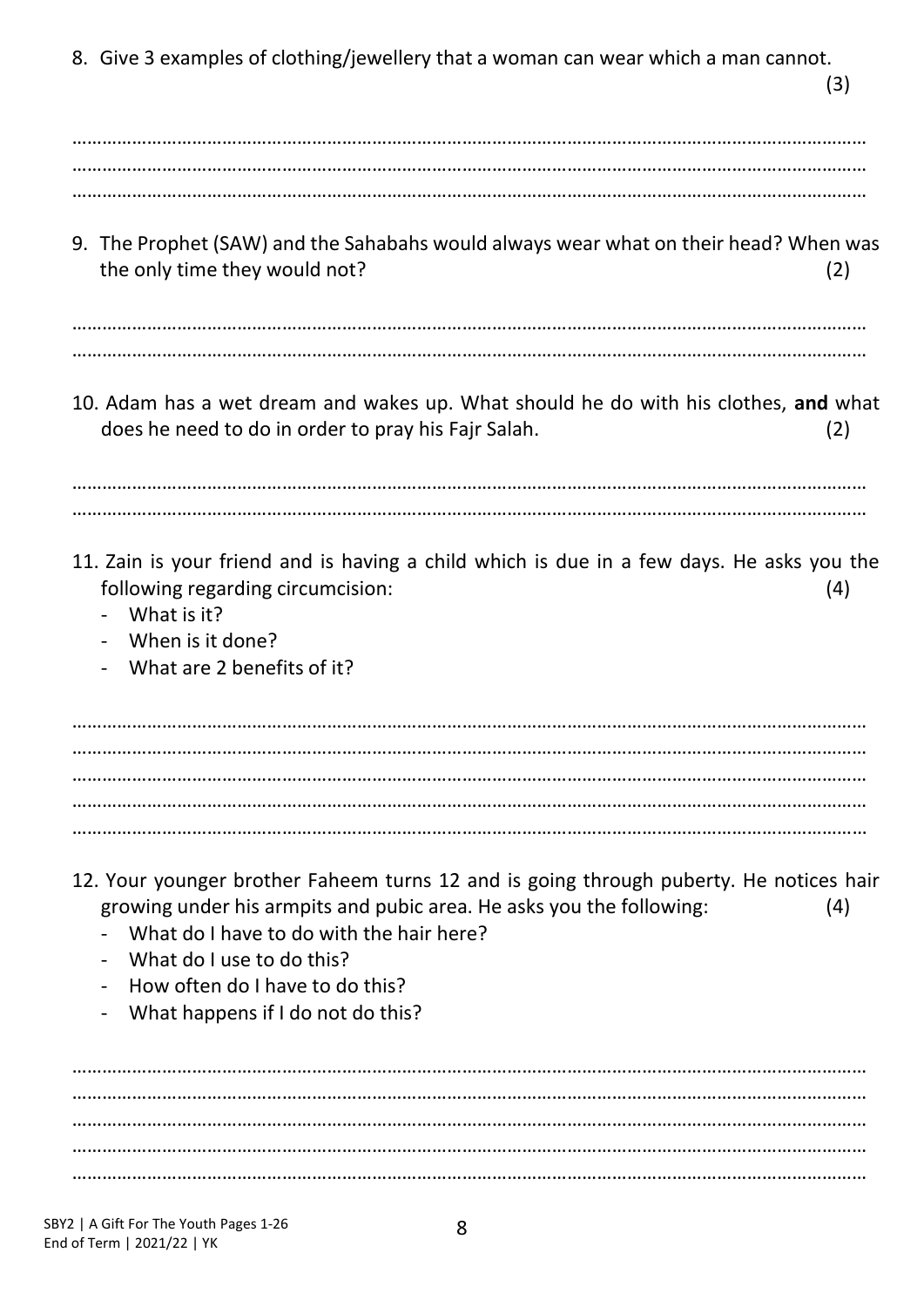8. Give 3 examples of clothing/jewellery that a woman can wear which a man cannot. (3)

……………………………………………………………………………………………………………………………………………
……………………………………………………………………………………………………………………………………………
……………………………………………………………………………………………………………………………………………

9. The Prophet (SAW) and the Sahabahs would always wear what on their head? When was the only time they would not? (2)

……………………………………………………………………………………………………………………………………………
……………………………………………………………………………………………………………………………………………

10. Adam has a wet dream and wakes up. What should he do with his clothes, **and** what does he need to do in order to pray his Fajr Salah. (2)

……………………………………………………………………………………………………………………………………………
……………………………………………………………………………………………………………………………………………

11. Zain is your friend and is having a child which is due in a few days. He asks you the following regarding circumcision: (4)
    - What is it?
    - When is it done?
    - What are 2 benefits of it?

……………………………………………………………………………………………………………………………………………
……………………………………………………………………………………………………………………………………………
……………………………………………………………………………………………………………………………………………
……………………………………………………………………………………………………………………………………………
……………………………………………………………………………………………………………………………………………

12. Your younger brother Faheem turns 12 and is going through puberty. He notices hair growing under his armpits and pubic area. He asks you the following: (4)
    - What do I have to do with the hair here?
    - What do I use to do this?
    - How often do I have to do this?
    - What happens if I do not do this?

……………………………………………………………………………………………………………………………………………
……………………………………………………………………………………………………………………………………………
……………………………………………………………………………………………………………………………………………
……………………………………………………………………………………………………………………………………………
……………………………………………………………………………………………………………………………………………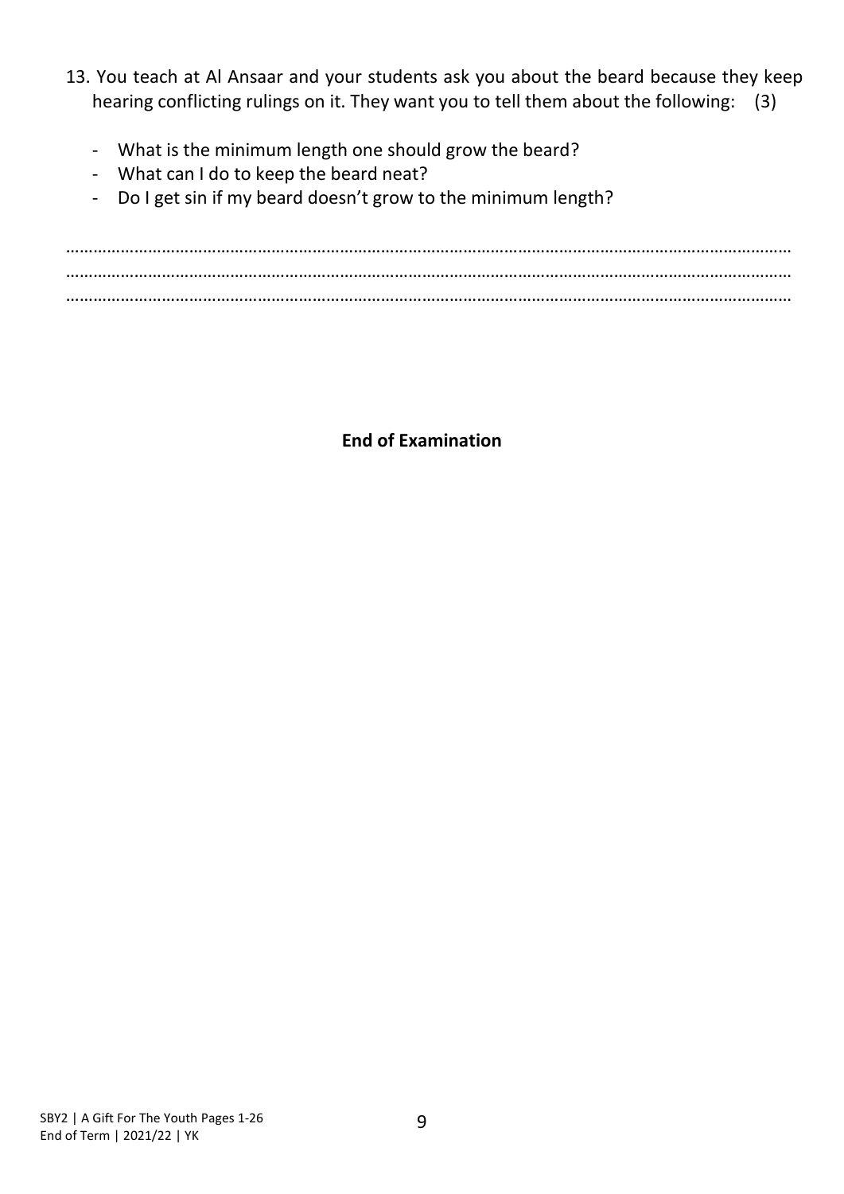13. You teach at Al Ansaar and your students ask you about the beard because they keep hearing conflicting rulings on it. They want you to tell them about the following: (3)

- What is the minimum length one should grow the beard?
- What can I do to keep the beard neat?
- Do I get sin if my beard doesn't grow to the minimum length?

………………………………………………………………………………………………………………………………………
………………………………………………………………………………………………………………………………………
………………………………………………………………………………………………………………………………………

**End of Examination**